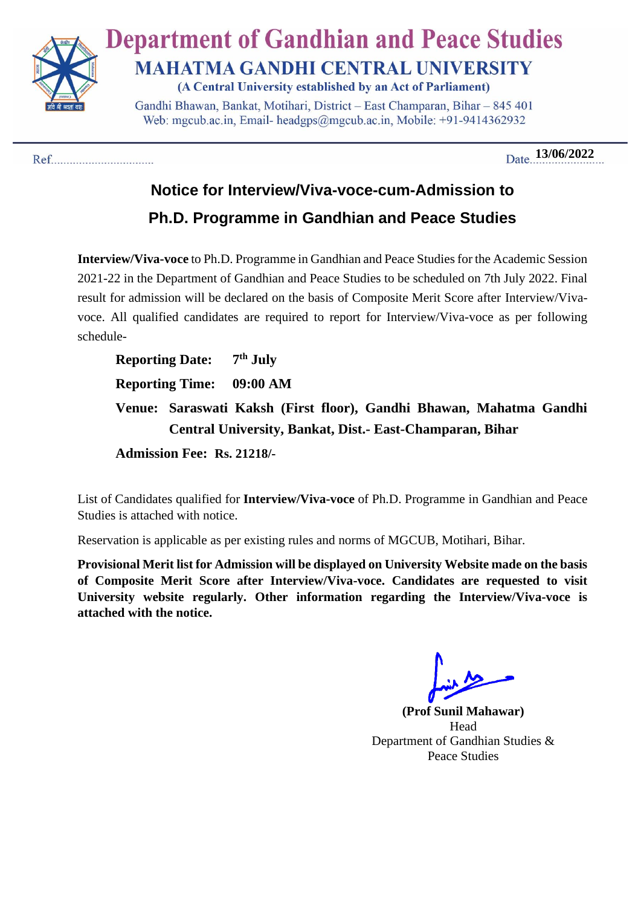# Department of Gandhian and Peace Studies

## MAHATMA GANDHI CENTRAL UNIVERSITY

**(A Central University established by an Act of Parliament)**

Gandhi Bhawan, Bankat, Motihari, District – East Champaran, Bihar – 845 401
Web: mgcub.ac.in, Email- headgps@mgcub.ac.in, Mobile: +91-9414362932

Ref.................................  Date **13/06/2022**

## Notice for Interview/Viva-voce-cum-Admission to Ph.D. Programme in Gandhian and Peace Studies

**Interview/Viva-voce** to Ph.D. Programme in Gandhian and Peace Studies for the Academic Session 2021-22 in the Department of Gandhian and Peace Studies to be scheduled on 7th July 2022. Final result for admission will be declared on the basis of Composite Merit Score after Interview/Viva-voce. All qualified candidates are required to report for Interview/Viva-voce as per following schedule-

**Reporting Date:** **7th July**

**Reporting Time:** **09:00 AM**

**Venue:** **Saraswati Kaksh (First floor), Gandhi Bhawan, Mahatma Gandhi Central University, Bankat, Dist.- East-Champaran, Bihar**

**Admission Fee:** **Rs. 21218/-**

List of Candidates qualified for **Interview/Viva-voce** of Ph.D. Programme in Gandhian and Peace Studies is attached with notice.

Reservation is applicable as per existing rules and norms of MGCUB, Motihari, Bihar.

**Provisional Merit list for Admission will be displayed on University Website made on the basis of Composite Merit Score after Interview/Viva-voce. Candidates are requested to visit University website regularly. Other information regarding the Interview/Viva-voce is attached with the notice.**

**(Prof Sunil Mahawar)**
Head
Department of Gandhian Studies & Peace Studies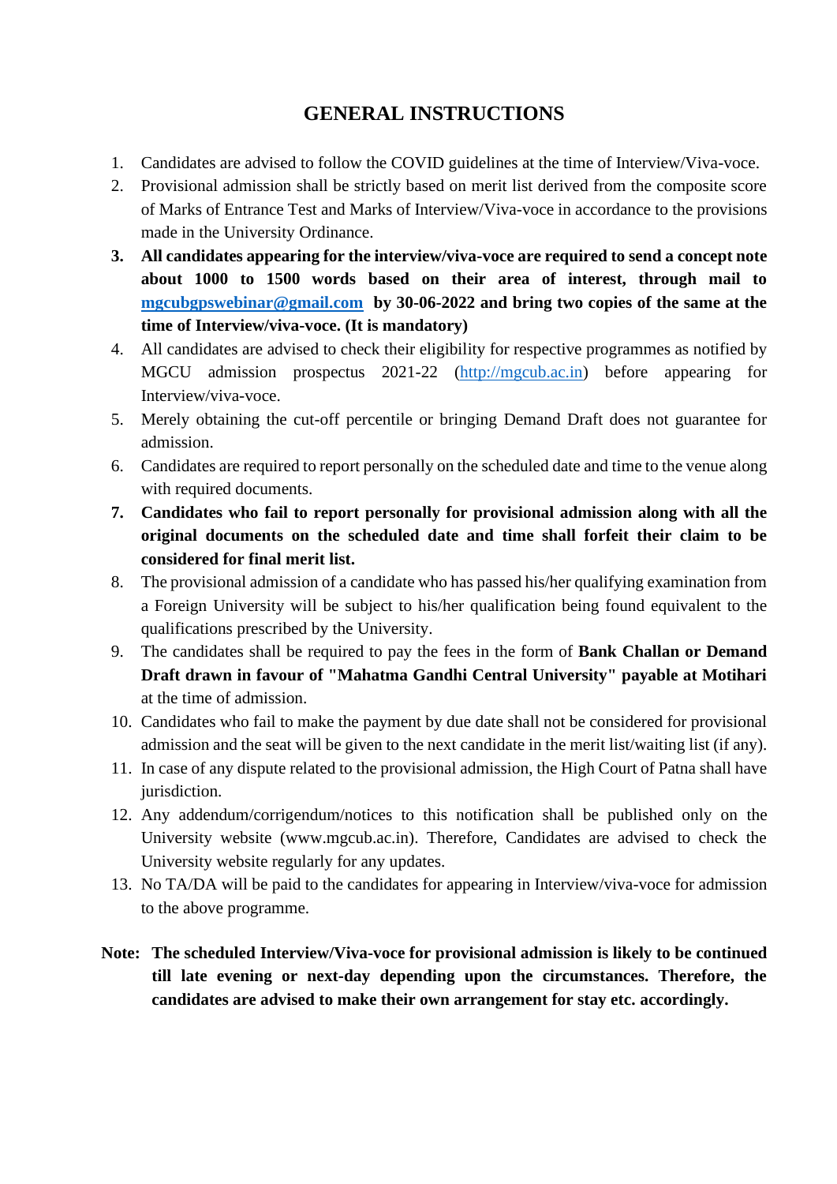# GENERAL INSTRUCTIONS

1. Candidates are advised to follow the COVID guidelines at the time of Interview/Viva-voce.
2. Provisional admission shall be strictly based on merit list derived from the composite score of Marks of Entrance Test and Marks of Interview/Viva-voce in accordance to the provisions made in the University Ordinance.
3. **All candidates appearing for the interview/viva-voce are required to send a concept note about 1000 to 1500 words based on their area of interest, through mail to [mgcubgpswebinar@gmail.com](mailto:mgcubgpswebinar@gmail.com) by 30-06-2022 and bring two copies of the same at the time of Interview/viva-voce. (It is mandatory)**
4. All candidates are advised to check their eligibility for respective programmes as notified by MGCU admission prospectus 2021-22 ([http://mgcub.ac.in](http://mgcub.ac.in)) before appearing for Interview/viva-voce.
5. Merely obtaining the cut-off percentile or bringing Demand Draft does not guarantee for admission.
6. Candidates are required to report personally on the scheduled date and time to the venue along with required documents.
7. **Candidates who fail to report personally for provisional admission along with all the original documents on the scheduled date and time shall forfeit their claim to be considered for final merit list.**
8. The provisional admission of a candidate who has passed his/her qualifying examination from a Foreign University will be subject to his/her qualification being found equivalent to the qualifications prescribed by the University.
9. The candidates shall be required to pay the fees in the form of **Bank Challan or Demand Draft drawn in favour of "Mahatma Gandhi Central University" payable at Motihari** at the time of admission.
10. Candidates who fail to make the payment by due date shall not be considered for provisional admission and the seat will be given to the next candidate in the merit list/waiting list (if any).
11. In case of any dispute related to the provisional admission, the High Court of Patna shall have jurisdiction.
12. Any addendum/corrigendum/notices to this notification shall be published only on the University website (www.mgcub.ac.in). Therefore, Candidates are advised to check the University website regularly for any updates.
13. No TA/DA will be paid to the candidates for appearing in Interview/viva-voce for admission to the above programme.

**Note: The scheduled Interview/Viva-voce for provisional admission is likely to be continued till late evening or next-day depending upon the circumstances. Therefore, the candidates are advised to make their own arrangement for stay etc. accordingly.**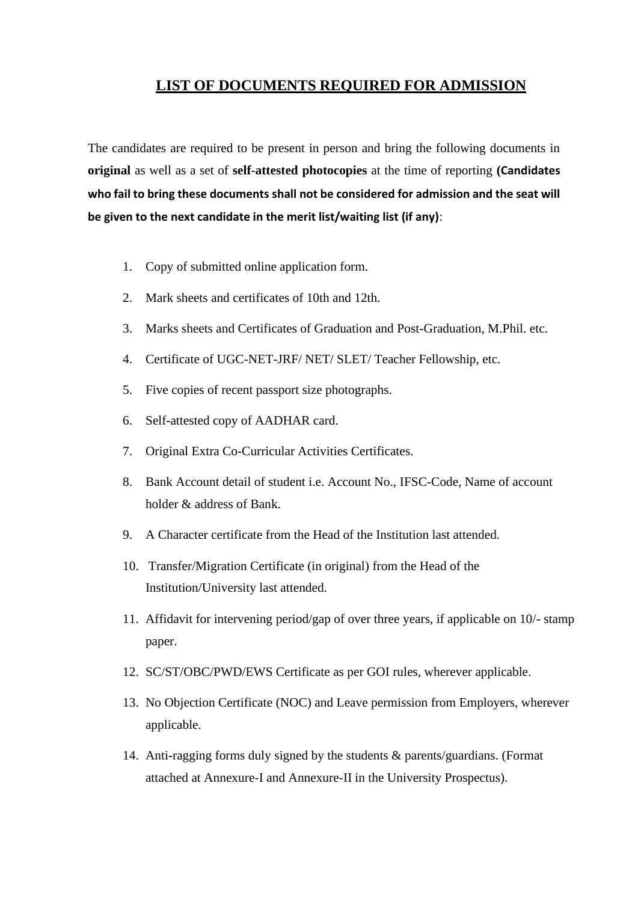# LIST OF DOCUMENTS REQUIRED FOR ADMISSION

The candidates are required to be present in person and bring the following documents in **original** as well as a set of **self-attested photocopies** at the time of reporting **(Candidates who fail to bring these documents shall not be considered for admission and the seat will be given to the next candidate in the merit list/waiting list (if any)**:

1. Copy of submitted online application form.
2. Mark sheets and certificates of 10th and 12th.
3. Marks sheets and Certificates of Graduation and Post-Graduation, M.Phil. etc.
4. Certificate of UGC-NET-JRF/ NET/ SLET/ Teacher Fellowship, etc.
5. Five copies of recent passport size photographs.
6. Self-attested copy of AADHAR card.
7. Original Extra Co-Curricular Activities Certificates.
8. Bank Account detail of student i.e. Account No., IFSC-Code, Name of account holder & address of Bank.
9. A Character certificate from the Head of the Institution last attended.
10. Transfer/Migration Certificate (in original) from the Head of the Institution/University last attended.
11. Affidavit for intervening period/gap of over three years, if applicable on 10/- stamp paper.
12. SC/ST/OBC/PWD/EWS Certificate as per GOI rules, wherever applicable.
13. No Objection Certificate (NOC) and Leave permission from Employers, wherever applicable.
14. Anti-ragging forms duly signed by the students & parents/guardians. (Format attached at Annexure-I and Annexure-II in the University Prospectus).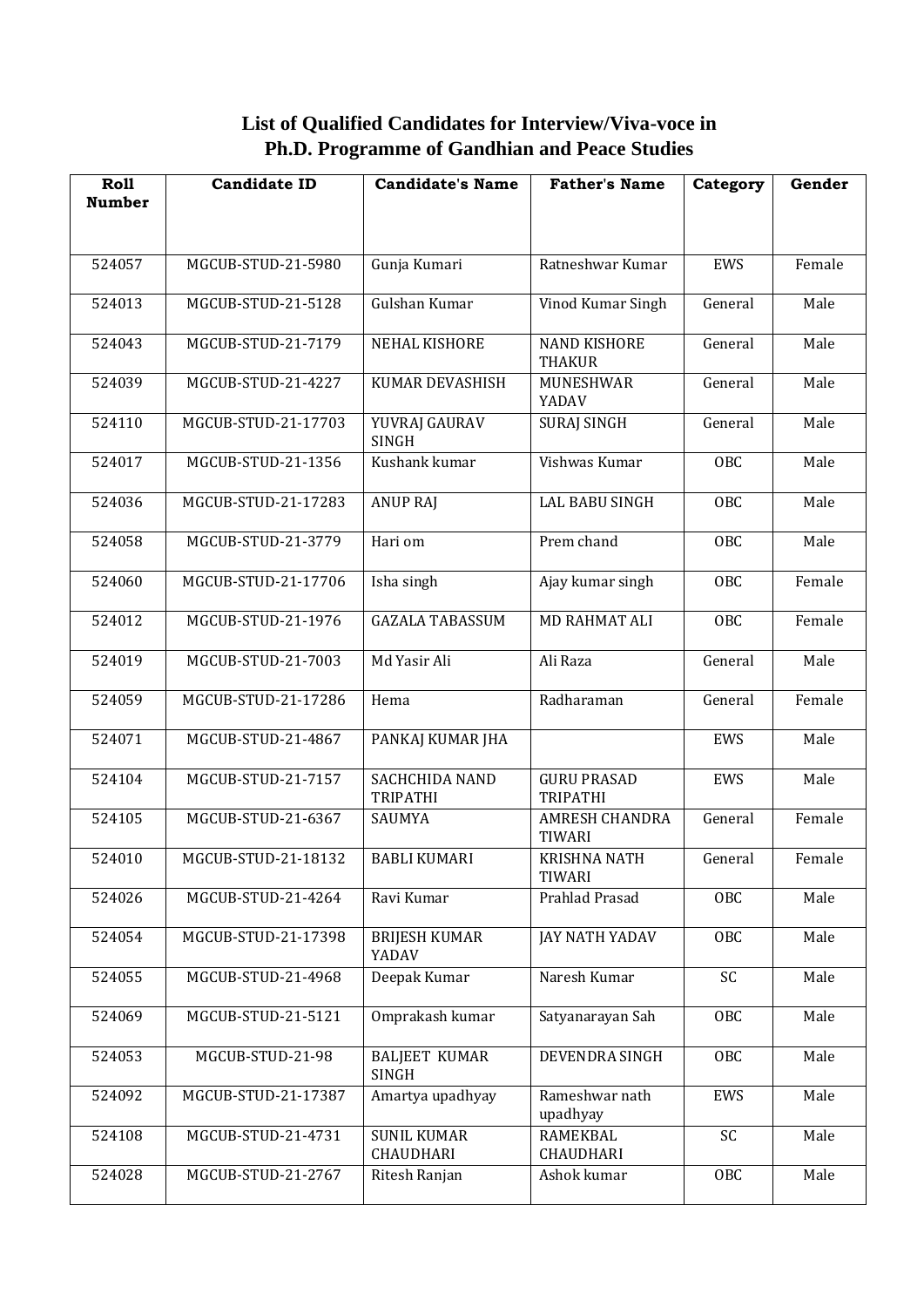## List of Qualified Candidates for Interview/Viva-voce in Ph.D. Programme of Gandhian and Peace Studies

| Roll Number | Candidate ID | Candidate's Name | Father's Name | Category | Gender |
|---|---|---|---|---|---|
| 524057 | MGCUB-STUD-21-5980 | Gunja Kumari | Ratneshwar Kumar | EWS | Female |
| 524013 | MGCUB-STUD-21-5128 | Gulshan Kumar | Vinod Kumar Singh | General | Male |
| 524043 | MGCUB-STUD-21-7179 | NEHAL KISHORE | NAND KISHORE THAKUR | General | Male |
| 524039 | MGCUB-STUD-21-4227 | KUMAR DEVASHISH | MUNESHWAR YADAV | General | Male |
| 524110 | MGCUB-STUD-21-17703 | YUVRAJ GAURAV SINGH | SURAJ SINGH | General | Male |
| 524017 | MGCUB-STUD-21-1356 | Kushank kumar | Vishwas Kumar | OBC | Male |
| 524036 | MGCUB-STUD-21-17283 | ANUP RAJ | LAL BABU SINGH | OBC | Male |
| 524058 | MGCUB-STUD-21-3779 | Hari om | Prem chand | OBC | Male |
| 524060 | MGCUB-STUD-21-17706 | Isha singh | Ajay kumar singh | OBC | Female |
| 524012 | MGCUB-STUD-21-1976 | GAZALA TABASSUM | MD RAHMAT ALI | OBC | Female |
| 524019 | MGCUB-STUD-21-7003 | Md Yasir Ali | Ali Raza | General | Male |
| 524059 | MGCUB-STUD-21-17286 | Hema | Radharaman | General | Female |
| 524071 | MGCUB-STUD-21-4867 | PANKAJ KUMAR JHA | | EWS | Male |
| 524104 | MGCUB-STUD-21-7157 | SACHCHIDA NAND TRIPATHI | GURU PRASAD TRIPATHI | EWS | Male |
| 524105 | MGCUB-STUD-21-6367 | SAUMYA | AMRESH CHANDRA TIWARI | General | Female |
| 524010 | MGCUB-STUD-21-18132 | BABLI KUMARI | KRISHNA NATH TIWARI | General | Female |
| 524026 | MGCUB-STUD-21-4264 | Ravi Kumar | Prahlad Prasad | OBC | Male |
| 524054 | MGCUB-STUD-21-17398 | BRIJESH KUMAR YADAV | JAY NATH YADAV | OBC | Male |
| 524055 | MGCUB-STUD-21-4968 | Deepak Kumar | Naresh Kumar | SC | Male |
| 524069 | MGCUB-STUD-21-5121 | Omprakash kumar | Satyanarayan Sah | OBC | Male |
| 524053 | MGCUB-STUD-21-98 | BALJEET KUMAR SINGH | DEVENDRA SINGH | OBC | Male |
| 524092 | MGCUB-STUD-21-17387 | Amartya upadhyay | Rameshwar nath upadhyay | EWS | Male |
| 524108 | MGCUB-STUD-21-4731 | SUNIL KUMAR CHAUDHARI | RAMEKBAL CHAUDHARI | SC | Male |
| 524028 | MGCUB-STUD-21-2767 | Ritesh Ranjan | Ashok kumar | OBC | Male |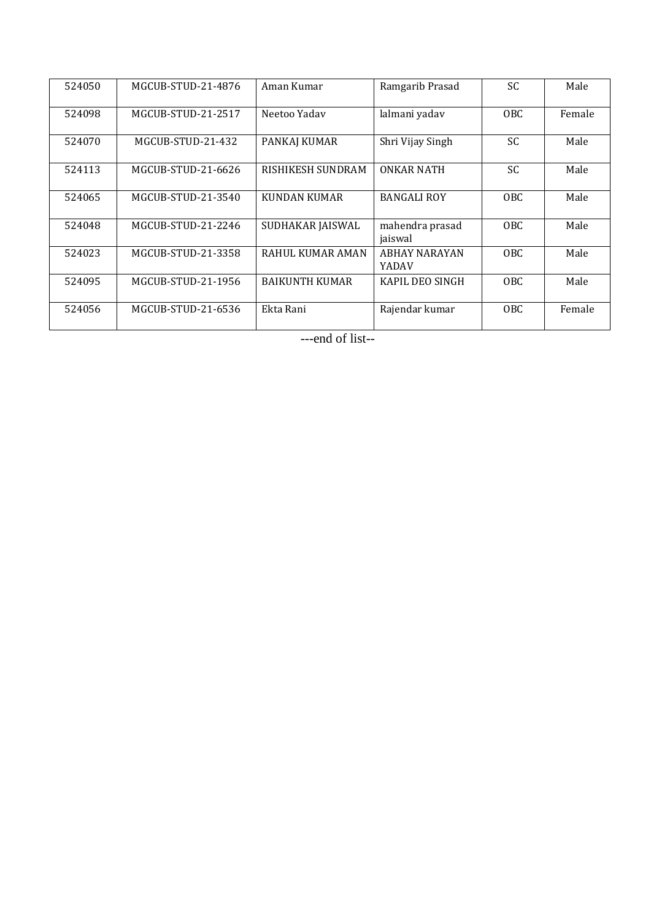| | | | | | |
|---|---|---|---|---|---|
| 524050 | MGCUB-STUD-21-4876 | Aman Kumar | Ramgarib Prasad | SC | Male |
| 524098 | MGCUB-STUD-21-2517 | Neetoo Yadav | lalmani yadav | OBC | Female |
| 524070 | MGCUB-STUD-21-432 | PANKAJ KUMAR | Shri Vijay Singh | SC | Male |
| 524113 | MGCUB-STUD-21-6626 | RISHIKESH SUNDRAM | ONKAR NATH | SC | Male |
| 524065 | MGCUB-STUD-21-3540 | KUNDAN KUMAR | BANGALI ROY | OBC | Male |
| 524048 | MGCUB-STUD-21-2246 | SUDHAKAR JAISWAL | mahendra prasad jaiswal | OBC | Male |
| 524023 | MGCUB-STUD-21-3358 | RAHUL KUMAR AMAN | ABHAY NARAYAN YADAV | OBC | Male |
| 524095 | MGCUB-STUD-21-1956 | BAIKUNTH KUMAR | KAPIL DEO SINGH | OBC | Male |
| 524056 | MGCUB-STUD-21-6536 | Ekta Rani | Rajendar kumar | OBC | Female |

---end of list--